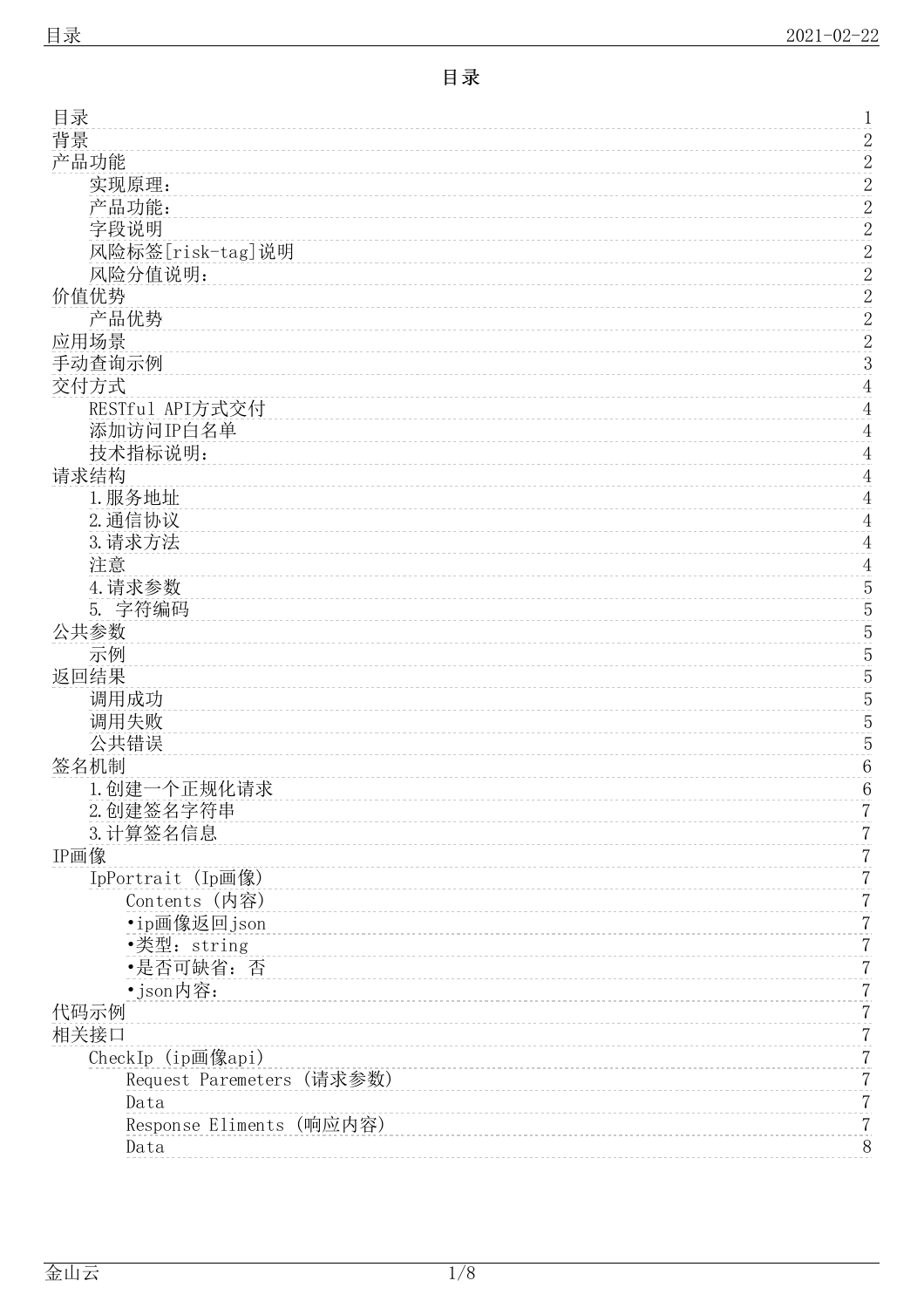# 目录

- 目录 1
- 背景 2
- 产品功能 2
  - 实现原理： 2
  - 产品功能： 2
  - 字段说明 2
  - 风险标签[risk-tag]说明 2
  - 风险分值说明： 2
- 价值优势 2
  - 产品优势 2
- 应用场景 2
- 手动查询示例 3
- 交付方式 4
  - RESTful API方式交付 4
  - 添加访问IP白名单 4
  - 技术指标说明： 4
- 请求结构 4
  - 1.服务地址 4
  - 2.通信协议 4
  - 3.请求方法 4
  - 注意 4
  - 4.请求参数 5
  - 5. 字符编码 5
- 公共参数 5
  - 示例 5
- 返回结果 5
  - 调用成功 5
  - 调用失败 5
  - 公共错误 5
- 签名机制 6
  - 1.创建一个正规化请求 6
  - 2.创建签名字符串 7
  - 3.计算签名信息 7
- IP画像 7
  - IpPortrait (Ip画像) 7
    - Contents (内容) 7
    - •ip画像返回json 7
    - •类型：string 7
    - •是否可缺省：否 7
    - •json内容： 7
- 代码示例 7
- 相关接口 7
  - CheckIp (ip画像api) 7
    - Request Paremeters (请求参数) 7
    - Data 7
    - Response Eliments (响应内容) 7
    - Data 8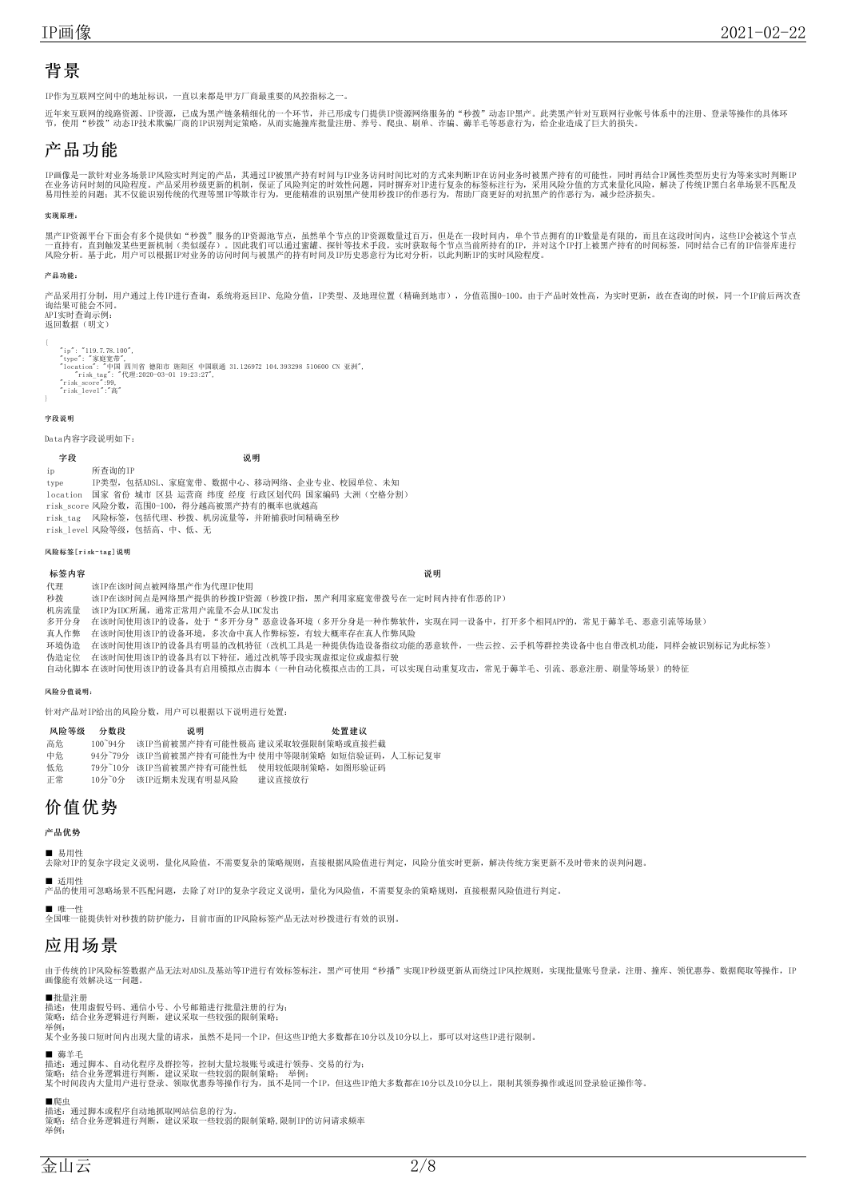## 背景

IP作为互联网空间中的地址标识，一直以来都是甲方厂商最重要的风控指标之一。

近年来互联网的线路资源、IP资源，已成为黑产链条精细化的一个环节，并已形成专门提供IP资源网络服务的“秒拨”动态IP黑产。此类黑产针对互联网行业帐号体系中的注册、登录等操作的具体环节，使用“秒拨”动态IP技术欺骗厂商的IP识别判定策略，从而实施撞库批量注册、养号、爬虫、刷单、诈骗、薅羊毛等恶意行为，给企业造成了巨大的损失。

## 产品功能

IP画像是一款针对业务场景IP风险实时判定的产品，其通过IP被黑产持有时间与IP业务访问时间比对的方式来判断IP在访问业务时被黑产持有的可能性，同时再结合IP属性类型历史行为等来实时判断IP在业务访问时刻的风险程度。产品采用秒级更新的机制，保证了风险判定的时效性问题，同时摒弃对IP进行复杂的标签标注行为，采用风险分值的方式来量化风险，解决了传统IP黑白名单体系不匹配及易用性差的问题；其不仅能识别传统的代理等黑IP等欺诈行为，更能精准的识别黑产使用秒拨IP的作恶行为，帮助厂商更好的对抗黑产的作恶行为，减少经济损失。

#### 实现原理：

黑产IP资源平台下面会有多个提供如“秒拨”服务的IP资源池节点，虽然单个节点的IP资源数量过百万，但是在一段时间内，单个节点拥有的IP数量是有限的，而且在这段时间内，这些IP会被这个节点一直持有，直到触发某些更新机制（类似缓存）。因此我们可以通过蜜罐、探针等技术手段，实时获取每个节点当前所持有的IP，并对这个IP打上被黑产持有的时间标签，同时结合已有的IP信誉库进行风险分析。基于此，用户可以根据IP对业务的访问时间与被黑产的持有时间及IP历史恶意行为比对分析，以此判断IP的实时风险程度。

#### 产品功能：

产品采用打分制，用户通过上传IP进行查询，系统将返回IP、危险分值，IP类型、及地理位置（精确到地市），分值范围0-100。由于产品时效性高，为实时更新，故在查询的时候，同一个IP前后两次查询结果可能会不同。
API实时查询示例：
返回数据（明文）

```
{
    "ip": "119.7.78.100",
    "type": "家庭宽带",
    "location": "中国 四川省 德阳市 旌阳区 中国联通 31.126972 104.393298 510600 CN 亚洲",
        "risk_tag": "代理:2020-03-01 19:23:27",
    "risk_score":99,
    "risk_level":"高"
}
```

#### 字段说明

Data内容字段说明如下：

| 字段 | 说明 |
| --- | --- |
| ip | 所查询的IP |
| type | IP类型，包括ADSL、家庭宽带、数据中心、移动网络、企业专业、校园单位、未知 |
| location | 国家 省份 城市 区县 运营商 纬度 经度 行政区划代码 国家编码 大洲（空格分割） |
| risk_score | 风险分数，范围0-100，得分越高被黑产持有的概率也就越高 |
| risk_tag | 风险标签，包括代理、秒拨、机房流量等，并附捕获时间精确至秒 |
| risk_level | 风险等级，包括高、中、低、无 |

#### 风险标签[risk-tag]说明

| 标签内容 | 说明 |
| --- | --- |
| 代理 | 该IP在该时间点被网络黑产作为代理IP使用 |
| 秒拨 | 该IP在该时间点是网络黑产提供的秒拨IP资源（秒拨IP指，黑产利用家庭宽带拨号在一定时间内持有作恶的IP） |
| 机房流量 | 该IP为IDC所属，通常正常用户流量不会从IDC发出 |
| 多开分身 | 在该时间使用该IP的设备，处于“多开分身”恶意设备环境（多开分身是一种作弊软件，实现在同一设备中，打开多个相同APP的，常见于薅羊毛、恶意引流等场景） |
| 真人作弊 | 在该时间使用该IP的设备环境，多次命中真人作弊标签，有较大概率存在真人作弊风险 |
| 环境伪造 | 在该时间使用该IP的设备具有明显的改机特征（改机工具是一种提供伪造设备指纹功能的恶意软件，一些云控、云手机等群控类设备中也自带改机功能，同样会被识别标记为此标签） |
| 伪造定位 | 在该时间使用该IP的设备具有以下特征，通过改机等手段实现虚拟定位或虚拟行驶 |
| 自动化脚本 | 在该时间使用该IP的设备具有启用模拟点击脚本（一种自动化模拟点击的工具，可以实现自动重复攻击，常见于薅羊毛、引流、恶意注册、刷量等场景）的特征 |

#### 风险分值说明：

针对产品对IP给出的风险分数，用户可以根据以下说明进行处置：

| 风险等级 | 分数段 | 说明 | 处置建议 |
| --- | --- | --- | --- |
| 高危 | 100~94分 | 该IP当前被黑产持有可能性极高 | 建议采取较强限制策略或直接拦截 |
| 中危 | 94分~79分 | 该IP当前被黑产持有可能性为中 | 使用中等限制策略 如短信验证码，人工标记复审 |
| 低危 | 79分~10分 | 该IP当前被黑产持有可能性低 | 使用较低限制策略，如图形验证码 |
| 正常 | 10分~0分 | 该IP近期未发现有明显风险 | 建议直接放行 |

## 价值优势

#### 产品优势

■ 易用性
去除对IP的复杂字段定义说明，量化风险值，不需要复杂的策略规则，直接根据风险值进行判定，风险分值实时更新，解决传统方案更新不及时带来的误判问题。

■ 适用性
产品的使用可忽略场景不匹配问题，去除了对IP的复杂字段定义说明，量化为风险值，不需要复杂的策略规则，直接根据风险值进行判定。

■ 唯一性
全国唯一能提供针对秒拨的防护能力，目前市面的IP风险标签产品无法对秒拨进行有效的识别。

## 应用场景

由于传统的IP风险标签数据产品无法对ADSL及基站等IP进行有效标签标注，黑产可使用“秒播”实现IP秒级更新从而绕过IP风控规则，实现批量账号登录，注册、撞库、领优惠券、数据爬取等操作，IP画像能有效解决这一问题。

■批量注册
描述：使用虚假号码、通信小号、小号邮箱进行批量注册的行为；
策略：结合业务逻辑进行判断，建议采取一些较强的限制策略；
举例：
某个业务接口短时间内出现大量的请求，虽然不是同一个IP，但这些IP绝大多数都在10分以及10分以上，那可以对这些IP进行限制。

■ 薅羊毛
描述：通过脚本、自动化程序及群控等，控制大量垃圾账号或进行领券、交易的行为；
策略：结合业务逻辑进行判断，建议采取一些较弱的限制策略； 举例：
某个时间段内大量用户进行登录、领取优惠券等操作行为，虽不是同一个IP，但这些IP绝大多数都在10分以及10分以上，限制其领券操作或返回登录验证操作等。

■爬虫
描述：通过脚本或程序自动地抓取网站信息的行为。
策略：结合业务逻辑进行判断，建议采取一些较弱的限制策略,限制IP的访问请求频率
举例：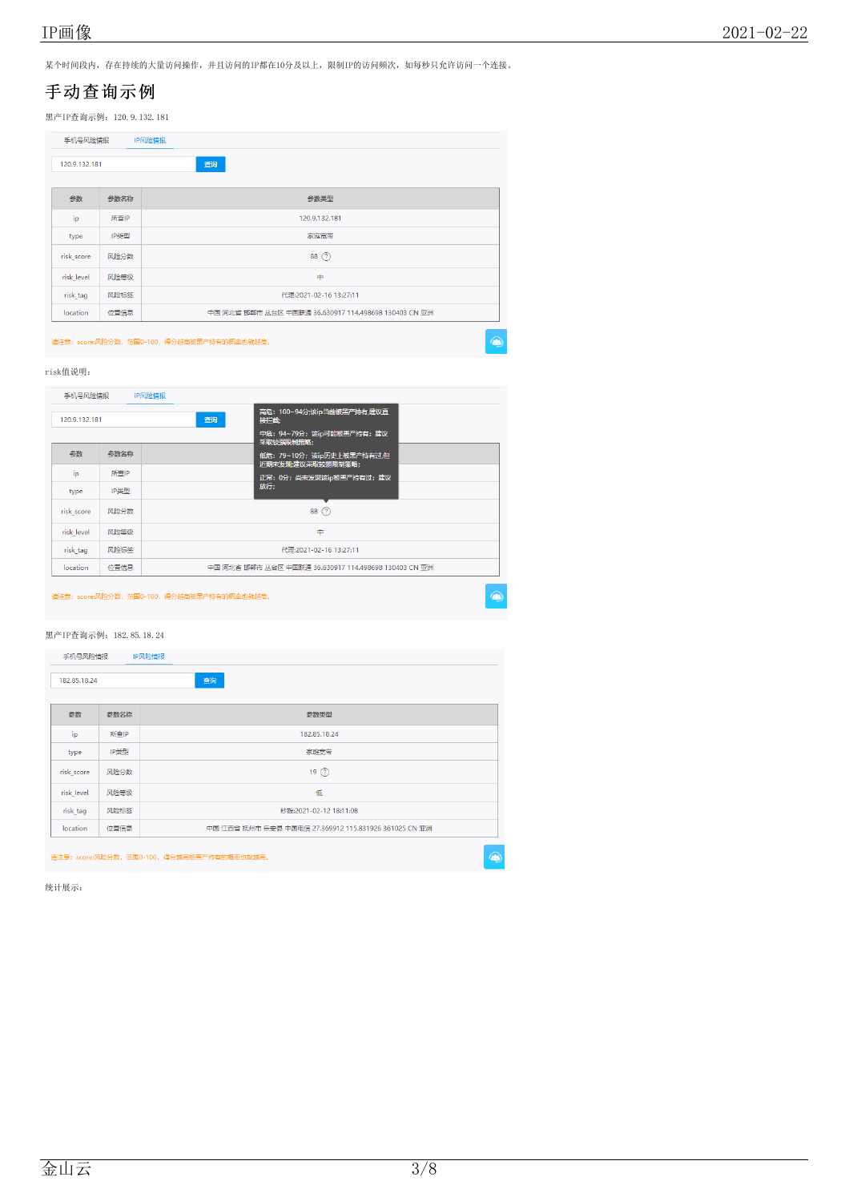某个时间段内，存在持续的大量访问操作，并且访问的IP都在10分及以上，限制IP的访问频次，如每秒只允许访问一个连接。

## 手动查询示例

黑产IP查询示例：120.9.132.181

手机号风险情报　IP风险情报

120.9.132.181　查询

| 参数 | 参数名称 | 参数类型 |
|---|---|---|
| ip | 所查IP | 120.9.132.181 |
| type | IP类型 | 家庭宽带 |
| risk_score | 风险分数 | 88 |
| risk_level | 风险等级 | 中 |
| risk_tag | 风险标签 | 代理:2021-02-16 13:27:11 |
| location | 位置信息 | 中国 河北省 邯郸市 丛台区 中国联通 36.630917 114.498698 130403 CN 亚洲 |

请注意：score:风险分数，范围0-100，得分越高被黑产持有的概率也就越高。

risk值说明：

手机号风险情报　IP风险情报

120.9.132.181　查询

高危：100~94分:该ip当前被黑产持有,建议直接拦截;
中危：94~79分：该ip可能被黑产持有：建议采取较强限制策略;
低危：79~10分：该ip历史上被黑产持有过,但近期未发现;建议采取较弱限制策略;
正常：0分：尚未发现该ip被黑产持有过：建议放行;

| 参数 | 参数名称 | 参数类型 |
|---|---|---|
| ip | 所查IP | |
| type | IP类型 | |
| risk_score | 风险分数 | 88 |
| risk_level | 风险等级 | 中 |
| risk_tag | 风险标签 | 代理:2021-02-16 13:27:11 |
| location | 位置信息 | 中国 河北省 邯郸市 丛台区 中国联通 36.630917 114.498698 130403 CN 亚洲 |

请注意：score:风险分数，范围0-100，得分越高被黑产持有的概率也就越高。

黑产IP查询示例：182.85.18.24

手机号风险情报　IP风险情报

182.85.18.24　查询

| 参数 | 参数名称 | 参数类型 |
|---|---|---|
| ip | 所查IP | 182.85.18.24 |
| type | IP类型 | 家庭宽带 |
| risk_score | 风险分数 | 19 |
| risk_level | 风险等级 | 低 |
| risk_tag | 风险标签 | 秒拨:2021-02-12 18:11:08 |
| location | 位置信息 | 中国 江西省 抚州市 乐安县 中国电信 27.369912 115.831926 361025 CN 亚洲 |

请注意：score:风险分数，范围0-100，得分越高被黑产持有的概率也就越高。

统计展示：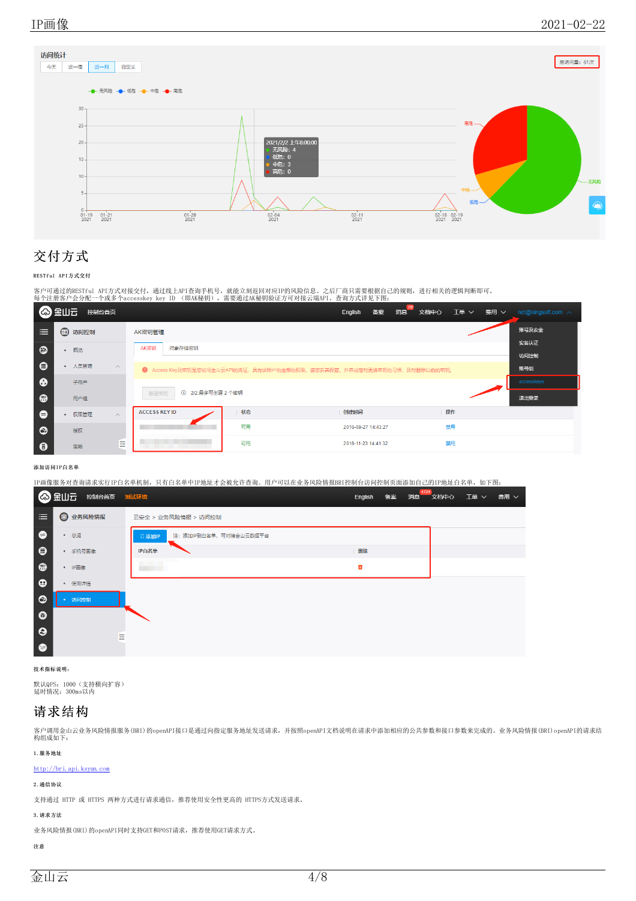## 交付方式

**RESTful API方式交付**

客户可通过的RESTful API方式对接交付，通过线上API查询手机号，就能立刻返回对应IP的风险信息。之后厂商只需要根据自己的规则，进行相关的逻辑判断即可。
每个注册客户会分配一个或多个accesskey key ID （即AK秘钥），需要通过AK秘钥验证方可对接云端API。查询方式详见下图：

**添加访问IP白名单**

IP画像服务对查询请求实行IP白名单机制，只有白名单中IP地址才会被允许查询。用户可以在业务风险情报BRI控制台访问控制页面添加自己的IP地址白名单，如下图：

**技术指标说明：**

默认QPS：1000（支持横向扩容）
延时情况：300ms以内

## 请求结构

客户调用金山云业务风险情报服务(BRI)的openAPI接口是通过向指定服务地址发送请求，并按照openAPI文档说明在请求中添加相应的公共参数和接口参数来完成的。业务风险情报(BRI)openAPI的请求结构组成如下：

**1. 服务地址**

http://bri.api.ksyun.com

**2. 通信协议**

支持通过 HTTP 或 HTTPS 两种方式进行请求通信，推荐使用安全性更高的 HTTPS方式发送请求。

**3. 请求方法**

业务风险情报(BRI)的openAPI同时支持GET和POST请求，推荐使用GET请求方式。

**注意**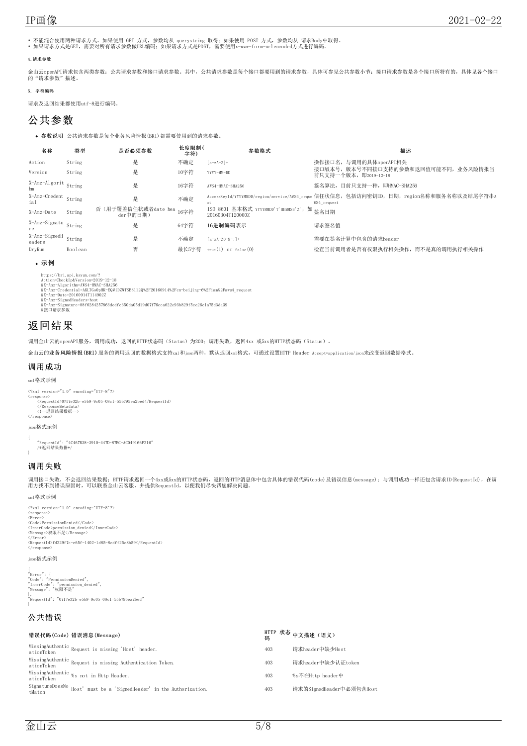- 不能混合使用两种请求方式。如果使用 GET 方式，参数均从 querystring 取得；如果使用 POST 方式，参数均从 请求Body中取得。
- 如果请求方式是GET，需要对所有请求参数做URL编码；如果请求方式是POST，需要使用x-www-form-urlencoded方式进行编码。

##### 4.请求参数

金山云openAPI请求包含两类参数：公共请求参数和接口请求参数。其中，公共请求参数是每个接口都要用到的请求参数，具体可参见公共参数小节；接口请求参数是各个接口所特有的，具体见各个接口的"请求参数"描述。

##### 5. 字符编码

请求及返回结果都使用utf-8进行编码。

## 公共参数

- **参数说明** 公共请求参数是每个业务风险情报(BRI)都需要使用到的请求参数。

| 名称 | 类型 | 是否必须参数 | 长度限制(字符) | 参数格式 | 描述 |
|---|---|---|---|---|---|
| Action | String | 是 | 不确定 | [a-zA-Z]+ | 操作接口名，与调用的具体openAPI相关 |
| Version | String | 是 | 10字符 | YYYY-MM-DD | 接口版本号，版本号不同接口支持的参数和返回值可能不同，业务风险情报当前只支持一个版本，即2019-12-18 |
| X-Amz-Algorithm | String | 是 | 16字符 | AWS4-HMAC-SHA256 | 签名算法，目前只支持一种，即HMAC-SHA256 |
| X-Amz-Credential | String | 是 | 不确定 | AccessKeyId/YYYYMMDD/region/service/AWS4_request | 信任状信息，包括访问密钥ID，日期，region名称和服务名称以及结尾字符串AWS4_request |
| X-Amz-Date | String | 否（用于覆盖信任状或者date header中的日期） | 16字符 | ISO 8601 基本格式 YYYYMMDD'T'HHMMSS'Z'，如 20160304T120000Z | 签名日期 |
| X-Amz-Signature | String | 是 | 64字符 | **16进制编码**表示 | 请求签名值 |
| X-Amz-SignedHeaders | String | 是 | 不确定 | [a-zA-Z0-9-;]+ | 需要在签名计算中包含的请求header |
| DryRun | Boolean | 否 | 最长5字符 | true(1) or false(0) | 检查当前调用者是否有权限执行相关操作，而不是真的调用执行相关操作 |

- **示例**

```
https://bri.api.ksyun.com/?
Action=CheckIp&Version=2019-12-18
&X-Amz-Algorithm=AWS4-HMAC-SHA256
&X-Amz-Credential=AKLTGo0pHK-EQWiDZWTSBS112Q%2F20160914%2Fcn-beijing-6%2Fiam%2Faws4_request
&X-Amz-Date=20160914T114902Z
&X-Amz-SignedHeaders=host
&X-Amz-Signature=88f6284257863dedfc350da05d19d07f76cca622e93b829f5ce26c1a75d3da39
&接口请求参数
```

## 返回结果

调用金山云的openAPI服务，调用成功，返回的HTTP状态码（Status）为200；调用失败，返回4xx 或5xx的HTTP状态码（Status）。

金山云的**业务风险情报(BRI)**服务的调用返回的数据格式支持xml和json两种，默认返回xml格式，可通过设置HTTP Header Accept=application/json来改变返回数据格式。

### 调用成功

xml格式示例

```
<?xml version="1.0" encoding="UTF-8"?>
<response>
    <RequestId>0717e32b-e5b9-9c05-08c1-55b795ea2bed</RequestId>
    </ResponseMetadata>
    <!—返回结果数据-->
</response>
```

json格式示例

```
{
    "RequestId": "4C467B38-3910-447D-87BC-AC049166F216"
    /*返回结果数据*/
}
```

### 调用失败

调用接口失败，不会返回结果数据；HTTP请求返回一个4xx或5xx的HTTP状态码，返回的HTTP消息体中包含具体的错误代码(code)及错误信息(message)；与调用成功一样还包含请求ID(RequestId)，在调用方找不到错误原因时，可以联系金山云客服，并提供RequestId，以便我们尽快帮您解决问题。

xml格式示例

```
<?xml version="1.0" encoding="UTF-8"?>
<response>
<Error>
<Code>PermissionDenied</Code>
<InnerCode>permission_denied</InnerCode>
<Message>权限不足</Message>
</Error>
<RequestId>fd229f7c-e65f-1402-1d85-8cdff25c8b59</RequestId>
</response>
```

json格式示例

```
{
"Error": {
"Code": "PermissionDenied",
"InnerCode": "permission_denied",
"Message": "权限不足"
},
"RequestId": "0717e32b-e5b9-9c05-08c1-55b795ea2bed"
}
```

### 公共错误

| 错误代码(Code) | 错误消息(Message) | HTTP 状态码 | 中文描述（语义） |
|---|---|---|---|
| MissingAuthenticationToken | Request is missing 'Host' header. | 403 | 请求header中缺少Host |
| MissingAuthenticationToken | Request is missing Authentication Token. | 403 | 请求header中缺少认证token |
| MissingAuthenticationToken | %s not in Http Header. | 403 | %s不在Http header中 |
| SignatureDoesNotMatch | Host' must be a 'SignedHeader' in the Authorization. | 403 | 请求的SignedHeader中必须包含Host |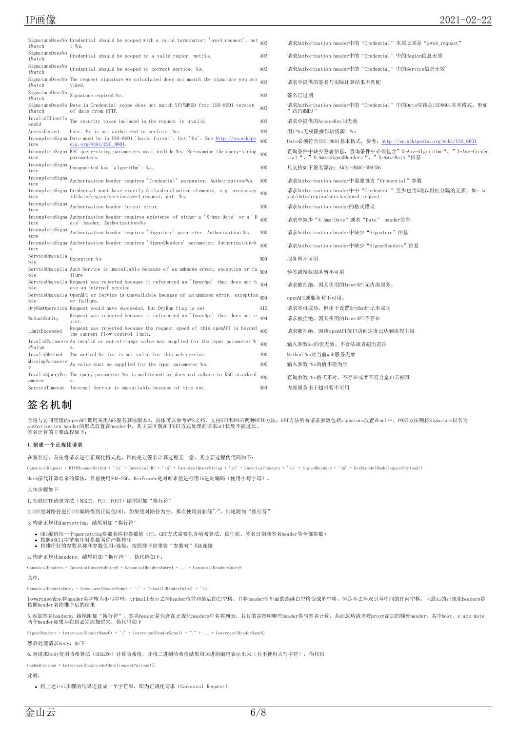| | | | |
|---|---|---|---|
| SignatureDoesNotMatch | Credential should be scoped with a valid terminator: 'aws4_request', not : %s. | 403 | 请求Authorization header中的“Credential”末尾必须是“aws4_request” |
| SignatureDoesNotMatch | Credential should be scoped to a valid region, not:%s. | 403 | 请求Authorization header中的“Credential”中的Region信息无效 |
| SignatureDoesNotMatch | Credential should be scoped to correct service: %s. | 403 | 请求Authorization header中的“Credential”中的Service信息无效 |
| SignatureDoesNotMatch | The request signature we calculated does not match the signature you provided. | 403 | 请求中提供的签名与实际计算结果不匹配 |
| SignatureDoesNotMatch | Signature expired:%s. | 403 | 签名已过期 |
| SignatureDoesNotMatch | Date in Credential scope does not match YYYYMMDD from ISO-8601 version of date from HTTP. | 403 | 请求Authorization header中的“Credential”中的Date应该是ISO8601基本格式，形如”YYYYMMDD“ |
| InvalidClientTokenId | The security token included in the request is invalid. | 403 | 请求中提供的AccessKeyId无效 |
| AccessDenied | User: %s is not authorized to perform: %s. | 403 | 用户%s无权限操作该资源：%s |
| IncompleteSignature | Date must be in ISO-8601 'basic format'. Got '%s'. See http://en.wikipedia.org/wiki/ISO_8601. | 400 | Date必须符合ISO_8601基本格式，参考：http://en.wikipedia.org/wiki/ISO_8601 |
| IncompleteSignature | KSC query-string parameters must include %s. Re-examine the query-string parameters. | 400 | 查询条件中缺少签署信息，查询条件中必须包含”X-Amz-Algorithm“、”X-Amz-Credential“、”X-Amz-SignedHeaders“、”X-Amz-Date“信息 |
| IncompleteSignature | Unsupported ksc 'algorithm': %s. | 400 | 只支持如下签名算法：AWS4-HMAC-SHA256 |
| IncompleteSignature | Authorization header requires 'Credential' parameter. Authorization=%s. | 400 | 请求Authorization header中需要包含“Credential”参数 |
| IncompleteSignature | Credential must have exactly 5 slash-delimited elements, e.g. accesskeyid/date/region/service/aws4_request, got: %s. | 400 | 请求Authorization header中中“Credential”至少包含5项以斜杠分隔的元素，如：keyid/date/region/service/aws4_request |
| IncompleteSignature | Authorization header format error. | 400 | 请求Authorization header的格式错误 |
| IncompleteSignature | Authorization header requires existence of either a 'X-Amz-Date' or a 'Date' header, Authorization=%s | 400 | 请求中缺少“X-Amz-Date”或者“Date” header信息 |
| IncompleteSignature | Authorization header requires 'Signature' parameter. Authorization=%s | 400 | 请求Authorization header中缺少“Signature”信息 |
| IncompleteSignature | Authorization header requires 'SignedHeaders' parameter. Authorization=%s | 400 | 请求Authorization header中缺少“SignedHeaders”信息 |
| ServiceUnavailable | Exception %s | 500 | 服务暂不可用 |
| ServiceUnavailable | Auth Service is unavailable because of an unknown error, exception or failure | 500 | 验签或授权服务暂不可用 |
| ServiceUnavailable | Request was rejected because it referenced an 'InnerApi' that does not have an internal service | 404 | 请求被拒绝，因其引用的InnerAPI无内部服务。 |
| ServiceUnavailable | OpenAPI or Service is unavailable because of an unknown error, exception or failure. | 500 | openAPI或服务暂不可用。 |
| DryRunOperation | Request would have succeeded, but DryRun flag is set | 412 | 请求本可成功，但由于设置DryRun标记未成功 |
| NoSuchEntity | Request was rejected because it referenced an 'InnerApi' that does not exist. | 404 | 请求被拒绝，因其引用的InnerAPI不存在 |
| LimitExceeded | Request was rejected because the request speed of this openAPI is beyond the current flow control limit. | 409 | 请求被拒绝，因该openAPI接口访问速度已达到流控上限 |
| InvalidParameterValue | An invalid or out-of-range value was supplied for the input parameter %s. | 400 | 输入参数%s的值无效、不合法或者超出范围 |
| InvalidMethod | The method %s for is not valid for this web service. | 400 | Method %s对当前web服务无效 |
| MissingParameter | An value must be supplied for the input parameter %s. | 400 | 输入参数 %s的值不能为空 |
| InvalidQueryParameter | The query parameter %s is malformed or does not adhere to KSC standards. | 400 | 查询参数 %s格式不对、不存在或者不符合金山云标准 |
| ServiceTimeout | Internal Service is unavailable because of time out. | 500 | 内部服务由于超时暂不可用 |

# 签名机制

身份与访问管理的openAPI调用采用AWS签名算法版本4，具体可以参考AWS文档，支持GET和POST两种HTTP方法，GET方法所有请求参数包括signature放置在url中，POST方法则将Signature以名为authorization header的形式放置在header中，其主要区别在于GET方式处理的请求url长度不能过长。
签名计算的主要流程如下：

**1.创建一个正规化请求**

在签名前，首先将请求进行正规化格式化，目的是让签名计算过程无二意，其主要过程伪代码如下：

```
CanonicalRequest = HTTPRequestMethod + '\n' + CanonicalURI + '\n' + CanonicalQueryString + '\n' + CanonicalHeaders + '\n' + SignedHeaders + '\n' + HexEncode(Hash(RequestPayload))
```

Hash指代计算哈希的算法，目前使用SHA-256，HexEncode是对哈希值进行用16进制编码（使用小写字母）。

具体步骤如下

1.抽取HTTP请求方法（如GET、PUT、POST）结尾附加“换行符”

2.URI绝对路径进行URI编码得到正规化URI，如果绝对路径为空，那么使用前斜线"/"，结尾附加“换行符”

3.构建正规化Querystring，结尾附加“换行符”

- URI编码每一个querystring参数名称和参数值（注：GET方式需要包含哈希算法、信任状、签名日期和签名header等全部参数）
- 按照ASCII字节顺序对参数名称严格排序
- 将排序好的参数名称和参数值用=连接，按照排序结果将“参数对”用&连接

4.构建正规化headers，结尾附加“换行符”，伪代码如下：

```
CanonicalHeaders = CanonicalHeadersEntry0 + CanonicalHeadersEntry1 + ... + CanonicalHeadersEntryN
```

其中：

```
CanonicalHeadersEntry = Lowercase(HeaderName) + ':' + Trimall(HeaderValue) + '\n'
```

lowercase表示将header名字转为小写字母，trimall表示去掉header值前和值后的白空格，并将header值里面的连续白空格变成单空格，但是不去掉双引号中间的任何空格，且最后的正规化headers是按照header名称排序后的结果

5.添加签名headers，结尾附加“换行符”。签名header是包含在正规化headers中名称列表，其目的是指明哪些header参与签名计算，从而忽略请求被proxy添加的额外header，其中host、x-amz-date两个header如果存在则必须添加进来，伪代码如下

```
SignedHeaders = Lowercase(HeaderName0) + ';' + Lowercase(HeaderName1) + ";" + ... + Lowercase(HeaderNameN)
```

然后处理请求body，如下

6.对请求body使用哈希算法（SHA256）计算哈希值，并将二进制哈希值结果用16进制编码表示出来（且不使用大写字符），伪代码

```
HashedPayload = Lowercase(HexEncode(Hash(requestPayload)))
```

此时，

- 将上述i-vi步骤的结果连接成一个字符串，即为正规化请求（Canonical Request）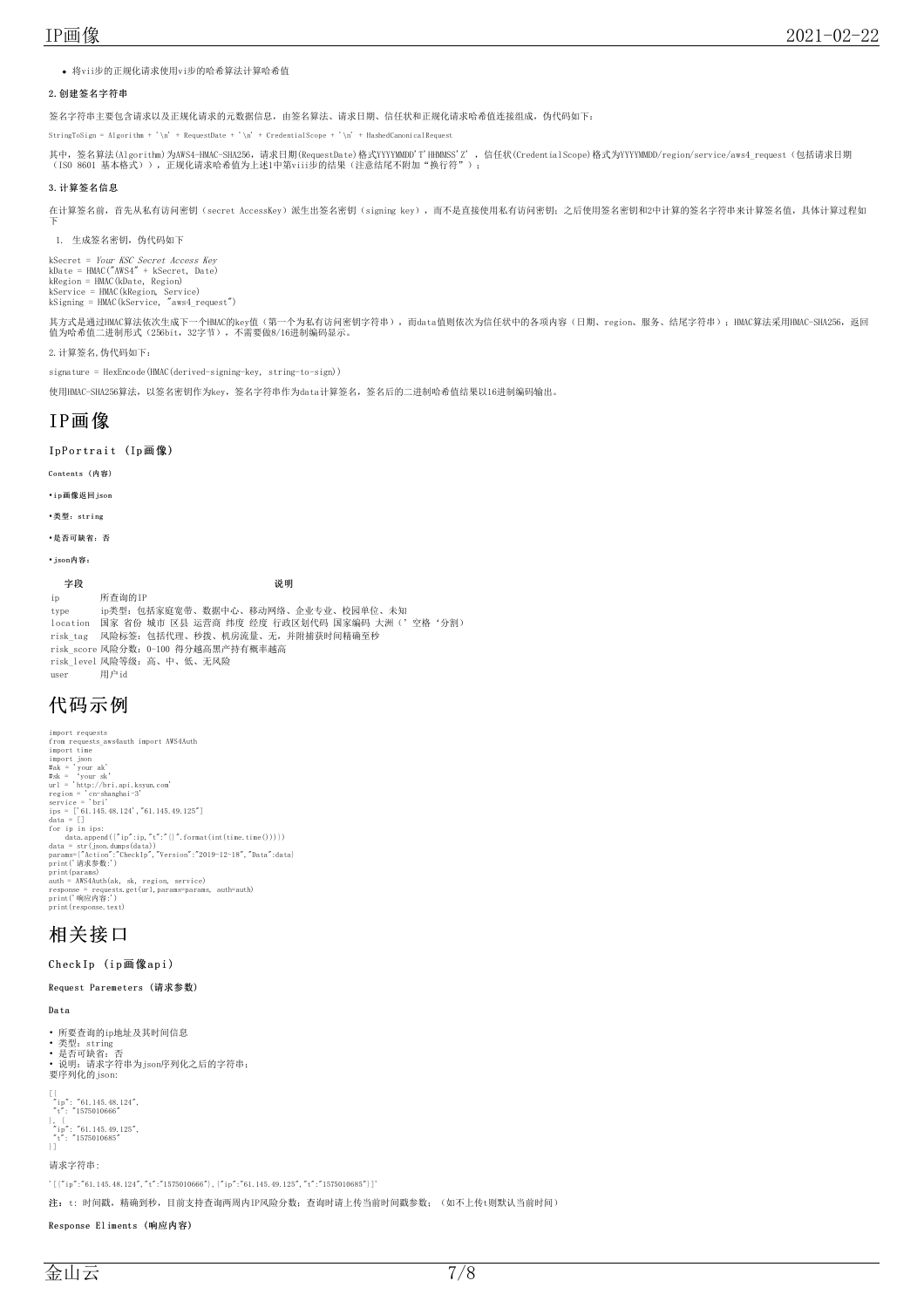- 将vii步的正规化请求使用vi步的哈希算法计算哈希值

### 2.创建签名字符串

签名字符串主要包含请求以及正规化请求的元数据信息，由签名算法、请求日期、信任状和正规化请求哈希值连接组成，伪代码如下：

```
StringToSign = Algorithm + '\n' + RequestDate + '\n' + CredentialScope + '\n' + HashedCanonicalRequest
```

其中，签名算法(Algorithm)为AWS4-HMAC-SHA256，请求日期(RequestDate)格式YYYYMMDD'T'HHMMSS'Z'，信任状(CredentialScope)格式为YYYYMMDD/region/service/aws4_request（包括请求日期（ISO 8601 基本格式）），正规化请求哈希值为上述1中第viii步的结果（注意结尾不附加"换行符"）；

### 3.计算签名信息

在计算签名前，首先从私有访问密钥（secret AccessKey）派生出签名密钥（signing key），而不是直接使用私有访问密钥；之后使用签名密钥和2中计算的签名字符串来计算签名值，具体计算过程如下

1. 生成签名密钥，伪代码如下

```
kSecret = Your KSC Secret Access Key
kDate = HMAC("AWS4" + kSecret, Date)
kRegion = HMAC(kDate, Region)
kService = HMAC(kRegion, Service)
kSigning = HMAC(kService, "aws4_request")
```

其方式是通过HMAC算法依次生成下一个HMAC的key值（第一个为私有访问密钥字符串），而data值则依次为信任状中的各项内容（日期、region、服务、结尾字符串）；HMAC算法采用HMAC-SHA256，返回值为哈希值二进制形式（256bit，32字节），不需要做8/16进制编码显示。

2.计算签名,伪代码如下：

```
signature = HexEncode(HMAC(derived-signing-key, string-to-sign))
```

使用HMAC-SHA256算法，以签名密钥作为key，签名字符串作为data计算签名，签名后的二进制哈希值结果以16进制编码输出。

# IP画像

## IpPortrait (Ip画像)

**Contents (内容)**

- **ip画像返回json**
- **类型：string**
- **是否可缺省：否**
- **json内容：**

| 字段 | 说明 |
| --- | --- |
| ip | 所查询的IP |
| type | ip类型：包括家庭宽带、数据中心、移动网络、企业专业、校园单位、未知 |
| location | 国家 省份 城市 区县 运营商 纬度 经度 行政区划代码 国家编码 大洲（' 空格 '分割） |
| risk_tag | 风险标签：包括代理、秒拨、机房流量、无，并附捕获时间精确至秒 |
| risk_score | 风险分数：0-100 得分越高黑产持有概率越高 |
| risk_level | 风险等级：高、中、低、无风险 |
| user | 用户id |

# 代码示例

```
import requests
from requests_aws4auth import AWS4Auth
import time
import json
#ak = 'your ak'
#sk = 'your sk'
url = 'http://bri.api.ksyun.com'
region = 'cn-shanghai-3'
service = 'bri'
ips = ['61.145.48.124',"61.145.49.125"]
data = []
for ip in ips:
    data.append({"ip":ip,"t":"{}".format(int(time.time()))})
data = str(json.dumps(data))
params={"Action":"CheckIp","Version":"2019-12-18","Data":data}
print('请求参数:')
print(params)
auth = AWS4Auth(ak, sk, region, service)
response = requests.get(url,params=params, auth=auth)
print('响应内容:')
print(response.text)
```

# 相关接口

## CheckIp (ip画像api)

**Request Paremeters (请求参数)**

**Data**

- 所要查询的ip地址及其时间信息
- 类型：string
- 是否可缺省：否
- 说明：请求字符串为json序列化之后的字符串；

要序列化的json:

```
[{
"ip": "61.145.48.124",
"t": "1575010666"
}, {
"ip": "61.145.49.125",
"t": "1575010685"
}]
```

请求字符串:

```
'[{"ip":"61.145.48.124","t":"1575010666"},{"ip":"61.145.49.125","t":"1575010685"}]'
```

**注：** t: 时间戳，精确到秒，目前支持查询两周内IP风险分数；查询时请上传当前时间戳参数；（如不上传t则默认当前时间）

**Response Eliments (响应内容)**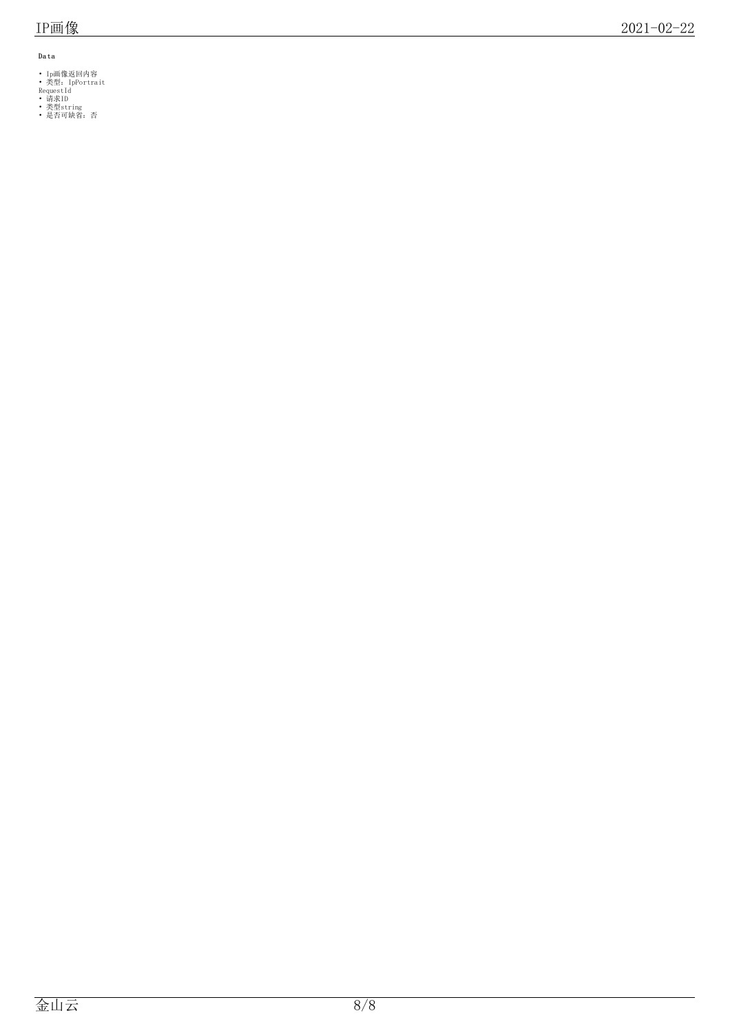Data

- Ip画像返回内容
- 类型：IpPortrait

RequestId

- 请求ID
- 类型string
- 是否可缺省：否